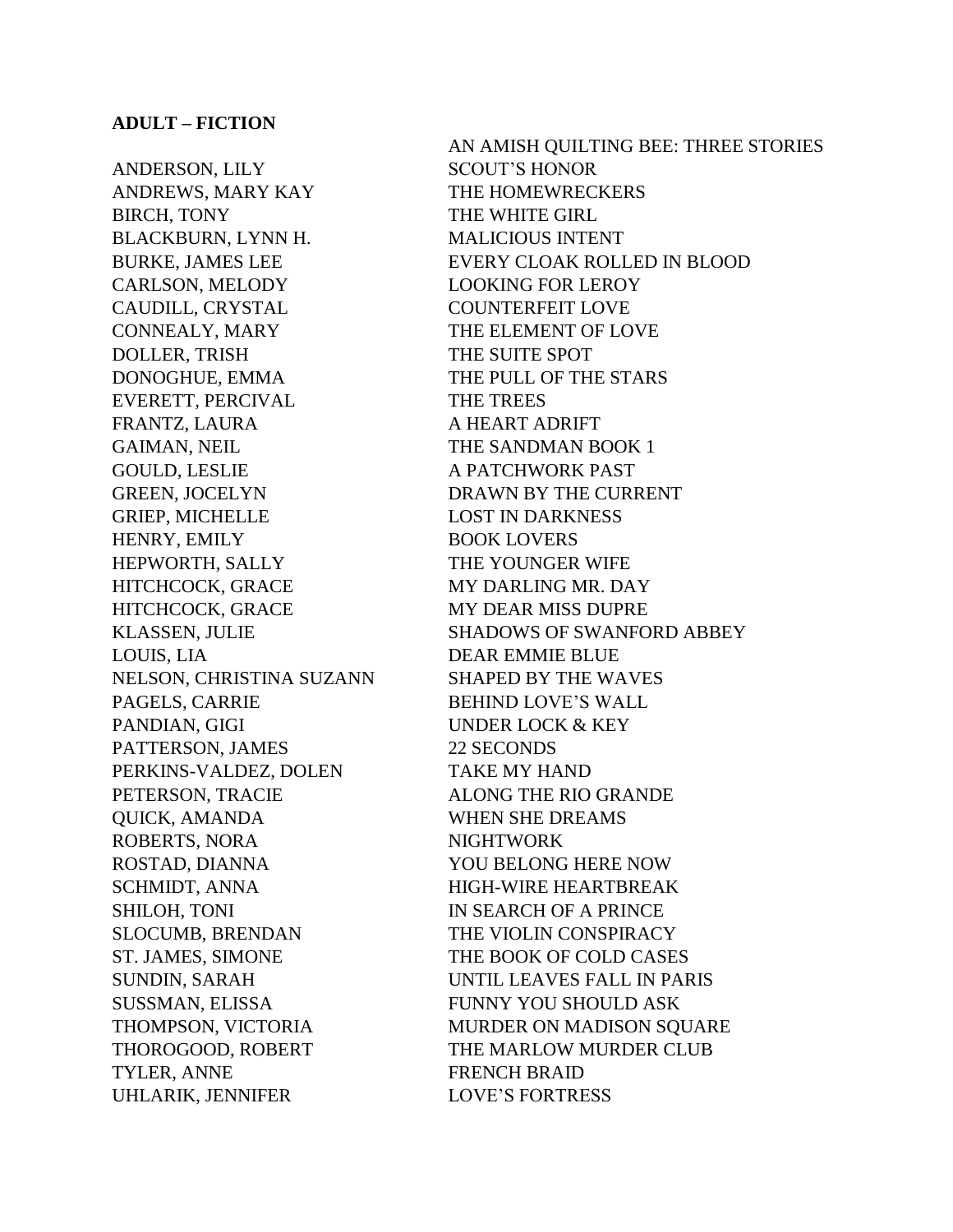**ADULT – FICTION**

| Author | Title |
|---|---|
| | AN AMISH QUILTING BEE: THREE STORIES |
| ANDERSON, LILY | SCOUT'S HONOR |
| ANDREWS, MARY KAY | THE HOMEWRECKERS |
| BIRCH, TONY | THE WHITE GIRL |
| BLACKBURN, LYNN H. | MALICIOUS INTENT |
| BURKE, JAMES LEE | EVERY CLOAK ROLLED IN BLOOD |
| CARLSON, MELODY | LOOKING FOR LEROY |
| CAUDILL, CRYSTAL | COUNTERFEIT LOVE |
| CONNEALY, MARY | THE ELEMENT OF LOVE |
| DOLLER, TRISH | THE SUITE SPOT |
| DONOGHUE, EMMA | THE PULL OF THE STARS |
| EVERETT, PERCIVAL | THE TREES |
| FRANTZ, LAURA | A HEART ADRIFT |
| GAIMAN, NEIL | THE SANDMAN BOOK 1 |
| GOULD, LESLIE | A PATCHWORK PAST |
| GREEN, JOCELYN | DRAWN BY THE CURRENT |
| GRIEP, MICHELLE | LOST IN DARKNESS |
| HENRY, EMILY | BOOK LOVERS |
| HEPWORTH, SALLY | THE YOUNGER WIFE |
| HITCHCOCK, GRACE | MY DARLING MR. DAY |
| HITCHCOCK, GRACE | MY DEAR MISS DUPRE |
| KLASSEN, JULIE | SHADOWS OF SWANFORD ABBEY |
| LOUIS, LIA | DEAR EMMIE BLUE |
| NELSON, CHRISTINA SUZANN | SHAPED BY THE WAVES |
| PAGELS, CARRIE | BEHIND LOVE'S WALL |
| PANDIAN, GIGI | UNDER LOCK & KEY |
| PATTERSON, JAMES | 22 SECONDS |
| PERKINS-VALDEZ, DOLEN | TAKE MY HAND |
| PETERSON, TRACIE | ALONG THE RIO GRANDE |
| QUICK, AMANDA | WHEN SHE DREAMS |
| ROBERTS, NORA | NIGHTWORK |
| ROSTAD, DIANNA | YOU BELONG HERE NOW |
| SCHMIDT, ANNA | HIGH-WIRE HEARTBREAK |
| SHILOH, TONI | IN SEARCH OF A PRINCE |
| SLOCUMB, BRENDAN | THE VIOLIN CONSPIRACY |
| ST. JAMES, SIMONE | THE BOOK OF COLD CASES |
| SUNDIN, SARAH | UNTIL LEAVES FALL IN PARIS |
| SUSSMAN, ELISSA | FUNNY YOU SHOULD ASK |
| THOMPSON, VICTORIA | MURDER ON MADISON SQUARE |
| THOROGOOD, ROBERT | THE MARLOW MURDER CLUB |
| TYLER, ANNE | FRENCH BRAID |
| UHLARIK, JENNIFER | LOVE'S FORTRESS |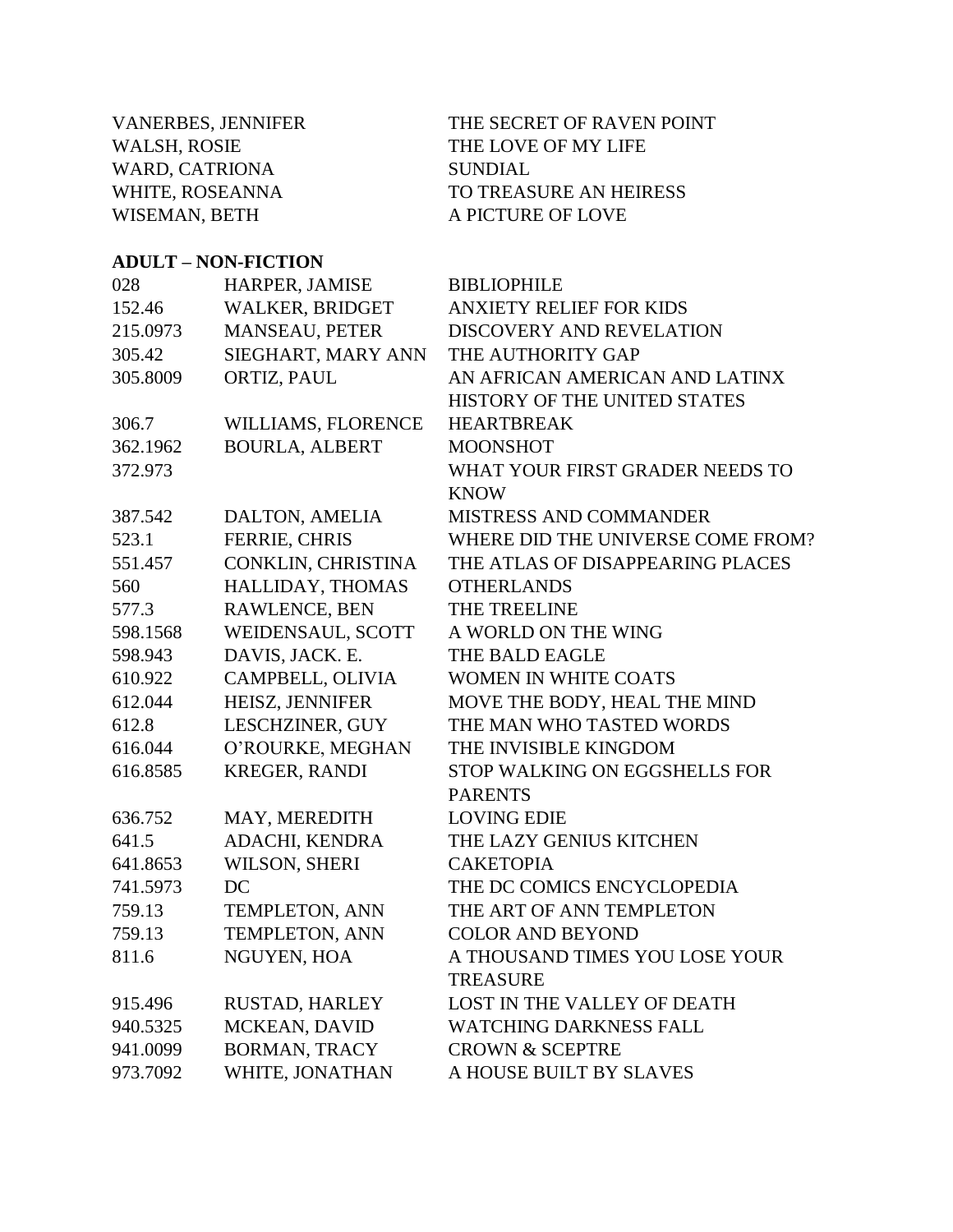| | |
|---|---|
| VANERBES, JENNIFER | THE SECRET OF RAVEN POINT |
| WALSH, ROSIE | THE LOVE OF MY LIFE |
| WARD, CATRIONA | SUNDIAL |
| WHITE, ROSEANNA | TO TREASURE AN HEIRESS |
| WISEMAN, BETH | A PICTURE OF LOVE |

**ADULT – NON-FICTION**

| | | |
|---|---|---|
| 028 | HARPER, JAMISE | BIBLIOPHILE |
| 152.46 | WALKER, BRIDGET | ANXIETY RELIEF FOR KIDS |
| 215.0973 | MANSEAU, PETER | DISCOVERY AND REVELATION |
| 305.42 | SIEGHART, MARY ANN | THE AUTHORITY GAP |
| 305.8009 | ORTIZ, PAUL | AN AFRICAN AMERICAN AND LATINX HISTORY OF THE UNITED STATES |
| 306.7 | WILLIAMS, FLORENCE | HEARTBREAK |
| 362.1962 | BOURLA, ALBERT | MOONSHOT |
| 372.973 | | WHAT YOUR FIRST GRADER NEEDS TO KNOW |
| 387.542 | DALTON, AMELIA | MISTRESS AND COMMANDER |
| 523.1 | FERRIE, CHRIS | WHERE DID THE UNIVERSE COME FROM? |
| 551.457 | CONKLIN, CHRISTINA | THE ATLAS OF DISAPPEARING PLACES |
| 560 | HALLIDAY, THOMAS | OTHERLANDS |
| 577.3 | RAWLENCE, BEN | THE TREELINE |
| 598.1568 | WEIDENSAUL, SCOTT | A WORLD ON THE WING |
| 598.943 | DAVIS, JACK. E. | THE BALD EAGLE |
| 610.922 | CAMPBELL, OLIVIA | WOMEN IN WHITE COATS |
| 612.044 | HEISZ, JENNIFER | MOVE THE BODY, HEAL THE MIND |
| 612.8 | LESCHZINER, GUY | THE MAN WHO TASTED WORDS |
| 616.044 | O'ROURKE, MEGHAN | THE INVISIBLE KINGDOM |
| 616.8585 | KREGER, RANDI | STOP WALKING ON EGGSHELLS FOR PARENTS |
| 636.752 | MAY, MEREDITH | LOVING EDIE |
| 641.5 | ADACHI, KENDRA | THE LAZY GENIUS KITCHEN |
| 641.8653 | WILSON, SHERI | CAKETOPIA |
| 741.5973 | DC | THE DC COMICS ENCYCLOPEDIA |
| 759.13 | TEMPLETON, ANN | THE ART OF ANN TEMPLETON |
| 759.13 | TEMPLETON, ANN | COLOR AND BEYOND |
| 811.6 | NGUYEN, HOA | A THOUSAND TIMES YOU LOSE YOUR TREASURE |
| 915.496 | RUSTAD, HARLEY | LOST IN THE VALLEY OF DEATH |
| 940.5325 | MCKEAN, DAVID | WATCHING DARKNESS FALL |
| 941.0099 | BORMAN, TRACY | CROWN & SCEPTRE |
| 973.7092 | WHITE, JONATHAN | A HOUSE BUILT BY SLAVES |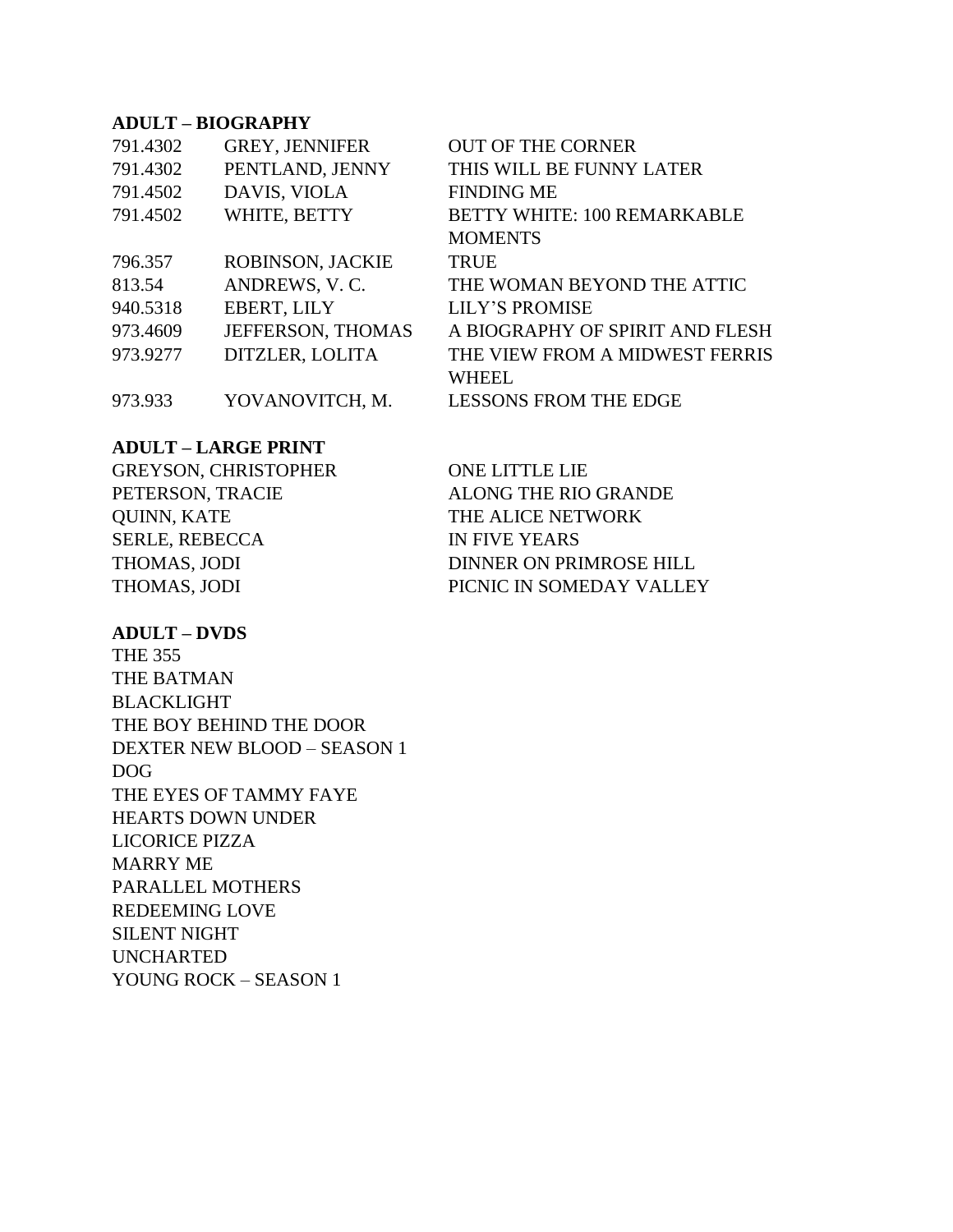**ADULT – BIOGRAPHY**

| | | |
|---|---|---|
| 791.4302 | GREY, JENNIFER | OUT OF THE CORNER |
| 791.4302 | PENTLAND, JENNY | THIS WILL BE FUNNY LATER |
| 791.4502 | DAVIS, VIOLA | FINDING ME |
| 791.4502 | WHITE, BETTY | BETTY WHITE: 100 REMARKABLE MOMENTS |
| 796.357 | ROBINSON, JACKIE | TRUE |
| 813.54 | ANDREWS, V. C. | THE WOMAN BEYOND THE ATTIC |
| 940.5318 | EBERT, LILY | LILY’S PROMISE |
| 973.4609 | JEFFERSON, THOMAS | A BIOGRAPHY OF SPIRIT AND FLESH |
| 973.9277 | DITZLER, LOLITA | THE VIEW FROM A MIDWEST FERRIS WHEEL |
| 973.933 | YOVANOVITCH, M. | LESSONS FROM THE EDGE |

**ADULT – LARGE PRINT**

| | |
|---|---|
| GREYSON, CHRISTOPHER | ONE LITTLE LIE |
| PETERSON, TRACIE | ALONG THE RIO GRANDE |
| QUINN, KATE | THE ALICE NETWORK |
| SERLE, REBECCA | IN FIVE YEARS |
| THOMAS, JODI | DINNER ON PRIMROSE HILL |
| THOMAS, JODI | PICNIC IN SOMEDAY VALLEY |

**ADULT – DVDS**

THE 355
THE BATMAN
BLACKLIGHT
THE BOY BEHIND THE DOOR
DEXTER NEW BLOOD – SEASON 1
DOG
THE EYES OF TAMMY FAYE
HEARTS DOWN UNDER
LICORICE PIZZA
MARRY ME
PARALLEL MOTHERS
REDEEMING LOVE
SILENT NIGHT
UNCHARTED
YOUNG ROCK – SEASON 1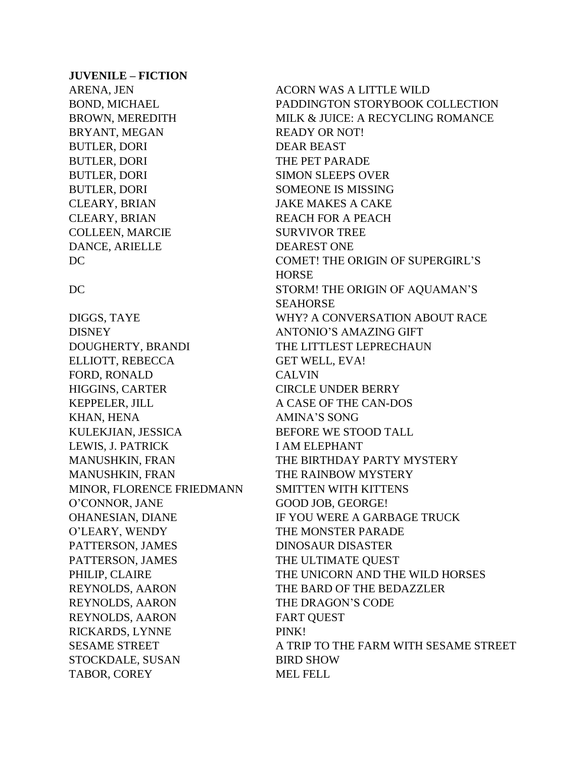**JUVENILE – FICTION**

| | |
|---|---|
| ARENA, JEN | ACORN WAS A LITTLE WILD |
| BOND, MICHAEL | PADDINGTON STORYBOOK COLLECTION |
| BROWN, MEREDITH | MILK & JUICE: A RECYCLING ROMANCE |
| BRYANT, MEGAN | READY OR NOT! |
| BUTLER, DORI | DEAR BEAST |
| BUTLER, DORI | THE PET PARADE |
| BUTLER, DORI | SIMON SLEEPS OVER |
| BUTLER, DORI | SOMEONE IS MISSING |
| CLEARY, BRIAN | JAKE MAKES A CAKE |
| CLEARY, BRIAN | REACH FOR A PEACH |
| COLLEEN, MARCIE | SURVIVOR TREE |
| DANCE, ARIELLE | DEAREST ONE |
| DC | COMET! THE ORIGIN OF SUPERGIRL'S HORSE |
| DC | STORM! THE ORIGIN OF AQUAMAN'S SEAHORSE |
| DIGGS, TAYE | WHY? A CONVERSATION ABOUT RACE |
| DISNEY | ANTONIO'S AMAZING GIFT |
| DOUGHERTY, BRANDI | THE LITTLEST LEPRECHAUN |
| ELLIOTT, REBECCA | GET WELL, EVA! |
| FORD, RONALD | CALVIN |
| HIGGINS, CARTER | CIRCLE UNDER BERRY |
| KEPPELER, JILL | A CASE OF THE CAN-DOS |
| KHAN, HENA | AMINA'S SONG |
| KULEKJIAN, JESSICA | BEFORE WE STOOD TALL |
| LEWIS, J. PATRICK | I AM ELEPHANT |
| MANUSHKIN, FRAN | THE BIRTHDAY PARTY MYSTERY |
| MANUSHKIN, FRAN | THE RAINBOW MYSTERY |
| MINOR, FLORENCE FRIEDMANN | SMITTEN WITH KITTENS |
| O'CONNOR, JANE | GOOD JOB, GEORGE! |
| OHANESIAN, DIANE | IF YOU WERE A GARBAGE TRUCK |
| O'LEARY, WENDY | THE MONSTER PARADE |
| PATTERSON, JAMES | DINOSAUR DISASTER |
| PATTERSON, JAMES | THE ULTIMATE QUEST |
| PHILIP, CLAIRE | THE UNICORN AND THE WILD HORSES |
| REYNOLDS, AARON | THE BARD OF THE BEDAZZLER |
| REYNOLDS, AARON | THE DRAGON'S CODE |
| REYNOLDS, AARON | FART QUEST |
| RICKARDS, LYNNE | PINK! |
| SESAME STREET | A TRIP TO THE FARM WITH SESAME STREET |
| STOCKDALE, SUSAN | BIRD SHOW |
| TABOR, COREY | MEL FELL |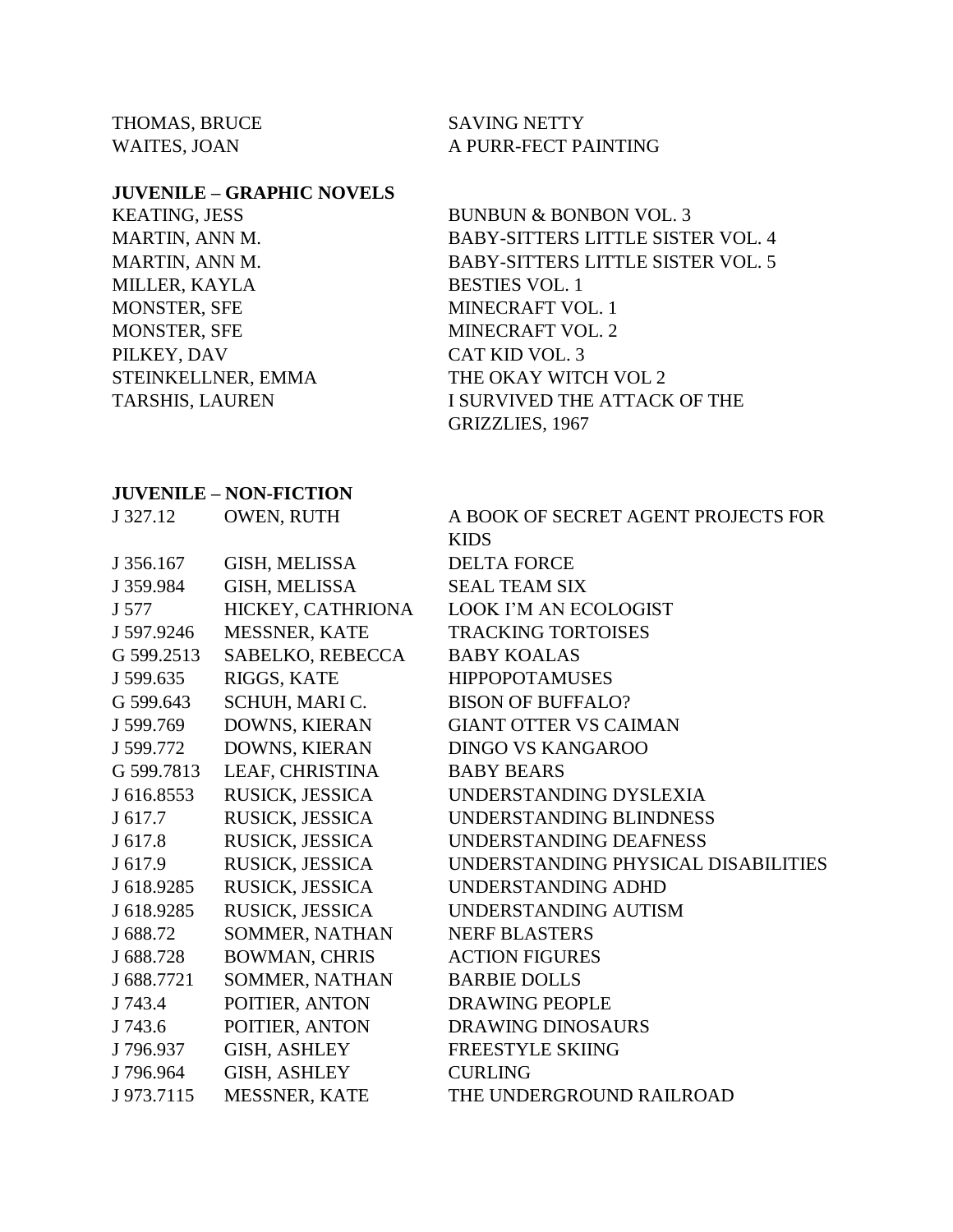| | |
|---|---|
| THOMAS, BRUCE | SAVING NETTY |
| WAITES, JOAN | A PURR-FECT PAINTING |

**JUVENILE – GRAPHIC NOVELS**

| | |
|---|---|
| KEATING, JESS | BUNBUN & BONBON VOL. 3 |
| MARTIN, ANN M. | BABY-SITTERS LITTLE SISTER VOL. 4 |
| MARTIN, ANN M. | BABY-SITTERS LITTLE SISTER VOL. 5 |
| MILLER, KAYLA | BESTIES VOL. 1 |
| MONSTER, SFE | MINECRAFT VOL. 1 |
| MONSTER, SFE | MINECRAFT VOL. 2 |
| PILKEY, DAV | CAT KID VOL. 3 |
| STEINKELLNER, EMMA | THE OKAY WITCH VOL 2 |
| TARSHIS, LAUREN | I SURVIVED THE ATTACK OF THE GRIZZLIES, 1967 |

**JUVENILE – NON-FICTION**

| | | |
|---|---|---|
| J 327.12 | OWEN, RUTH | A BOOK OF SECRET AGENT PROJECTS FOR KIDS |
| J 356.167 | GISH, MELISSA | DELTA FORCE |
| J 359.984 | GISH, MELISSA | SEAL TEAM SIX |
| J 577 | HICKEY, CATHRIONA | LOOK I'M AN ECOLOGIST |
| J 597.9246 | MESSNER, KATE | TRACKING TORTOISES |
| G 599.2513 | SABELKO, REBECCA | BABY KOALAS |
| J 599.635 | RIGGS, KATE | HIPPOPOTAMUSES |
| G 599.643 | SCHUH, MARI C. | BISON OF BUFFALO? |
| J 599.769 | DOWNS, KIERAN | GIANT OTTER VS CAIMAN |
| J 599.772 | DOWNS, KIERAN | DINGO VS KANGAROO |
| G 599.7813 | LEAF, CHRISTINA | BABY BEARS |
| J 616.8553 | RUSICK, JESSICA | UNDERSTANDING DYSLEXIA |
| J 617.7 | RUSICK, JESSICA | UNDERSTANDING BLINDNESS |
| J 617.8 | RUSICK, JESSICA | UNDERSTANDING DEAFNESS |
| J 617.9 | RUSICK, JESSICA | UNDERSTANDING PHYSICAL DISABILITIES |
| J 618.9285 | RUSICK, JESSICA | UNDERSTANDING ADHD |
| J 618.9285 | RUSICK, JESSICA | UNDERSTANDING AUTISM |
| J 688.72 | SOMMER, NATHAN | NERF BLASTERS |
| J 688.728 | BOWMAN, CHRIS | ACTION FIGURES |
| J 688.7721 | SOMMER, NATHAN | BARBIE DOLLS |
| J 743.4 | POITIER, ANTON | DRAWING PEOPLE |
| J 743.6 | POITIER, ANTON | DRAWING DINOSAURS |
| J 796.937 | GISH, ASHLEY | FREESTYLE SKIING |
| J 796.964 | GISH, ASHLEY | CURLING |
| J 973.7115 | MESSNER, KATE | THE UNDERGROUND RAILROAD |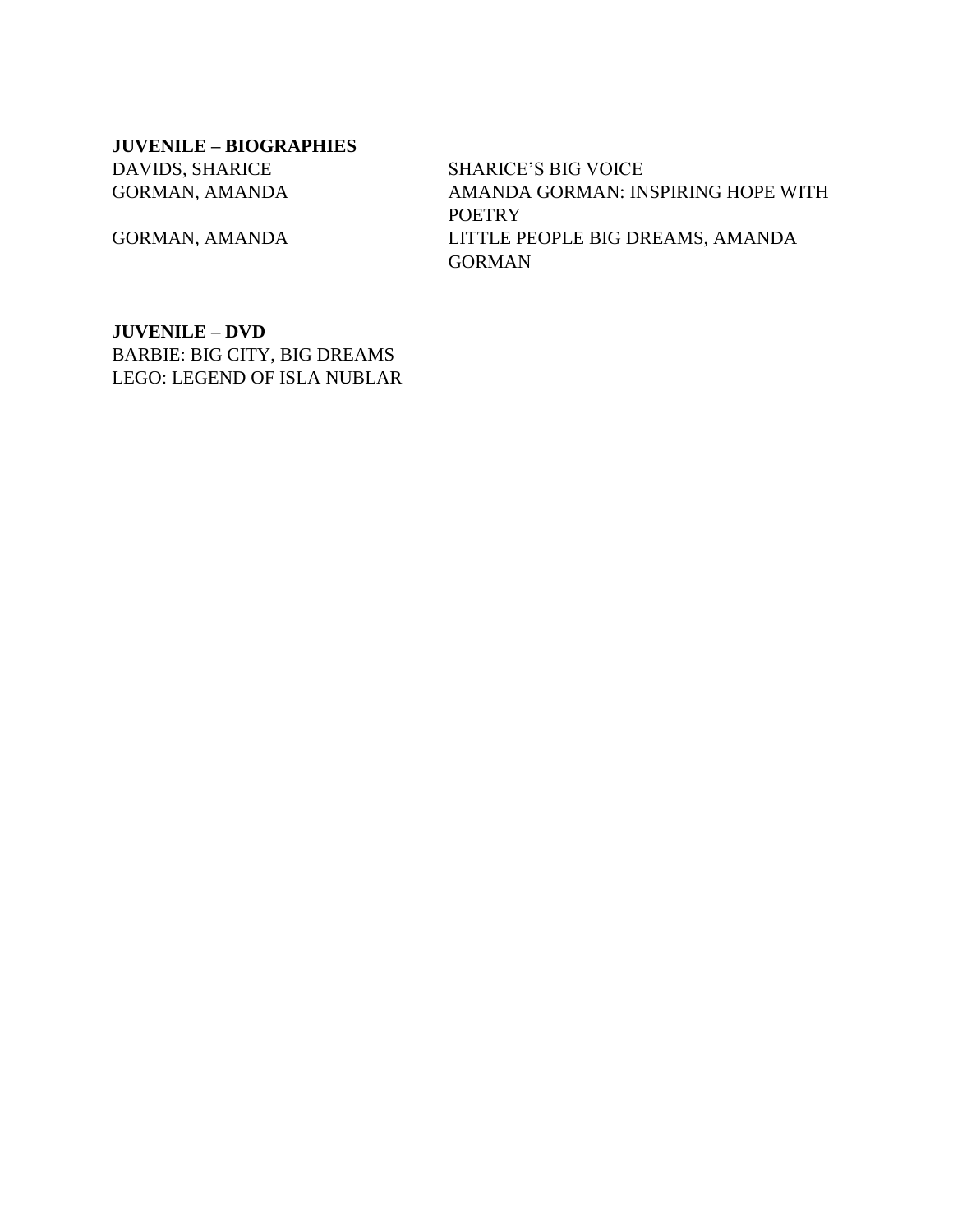**JUVENILE – BIOGRAPHIES**

| | |
|---|---|
| DAVIDS, SHARICE | SHARICE’S BIG VOICE |
| GORMAN, AMANDA | AMANDA GORMAN: INSPIRING HOPE WITH POETRY |
| GORMAN, AMANDA | LITTLE PEOPLE BIG DREAMS, AMANDA GORMAN |

**JUVENILE – DVD**

BARBIE: BIG CITY, BIG DREAMS
LEGO: LEGEND OF ISLA NUBLAR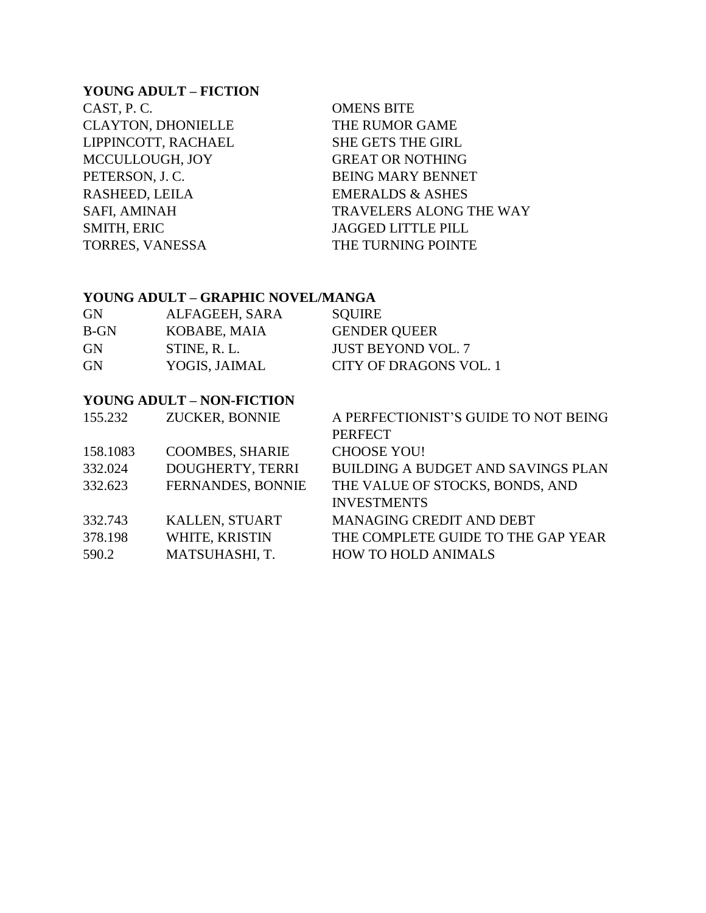**YOUNG ADULT – FICTION**

| | |
|---|---|
| CAST, P. C. | OMENS BITE |
| CLAYTON, DHONIELLE | THE RUMOR GAME |
| LIPPINCOTT, RACHAEL | SHE GETS THE GIRL |
| MCCULLOUGH, JOY | GREAT OR NOTHING |
| PETERSON, J. C. | BEING MARY BENNET |
| RASHEED, LEILA | EMERALDS & ASHES |
| SAFI, AMINAH | TRAVELERS ALONG THE WAY |
| SMITH, ERIC | JAGGED LITTLE PILL |
| TORRES, VANESSA | THE TURNING POINTE |

**YOUNG ADULT – GRAPHIC NOVEL/MANGA**

| | | |
|---|---|---|
| GN | ALFAGEEH, SARA | SQUIRE |
| B-GN | KOBABE, MAIA | GENDER QUEER |
| GN | STINE, R. L. | JUST BEYOND VOL. 7 |
| GN | YOGIS, JAIMAL | CITY OF DRAGONS VOL. 1 |

**YOUNG ADULT – NON-FICTION**

| | | |
|---|---|---|
| 155.232 | ZUCKER, BONNIE | A PERFECTIONIST'S GUIDE TO NOT BEING PERFECT |
| 158.1083 | COOMBES, SHARIE | CHOOSE YOU! |
| 332.024 | DOUGHERTY, TERRI | BUILDING A BUDGET AND SAVINGS PLAN |
| 332.623 | FERNANDES, BONNIE | THE VALUE OF STOCKS, BONDS, AND INVESTMENTS |
| 332.743 | KALLEN, STUART | MANAGING CREDIT AND DEBT |
| 378.198 | WHITE, KRISTIN | THE COMPLETE GUIDE TO THE GAP YEAR |
| 590.2 | MATSUHASHI, T. | HOW TO HOLD ANIMALS |